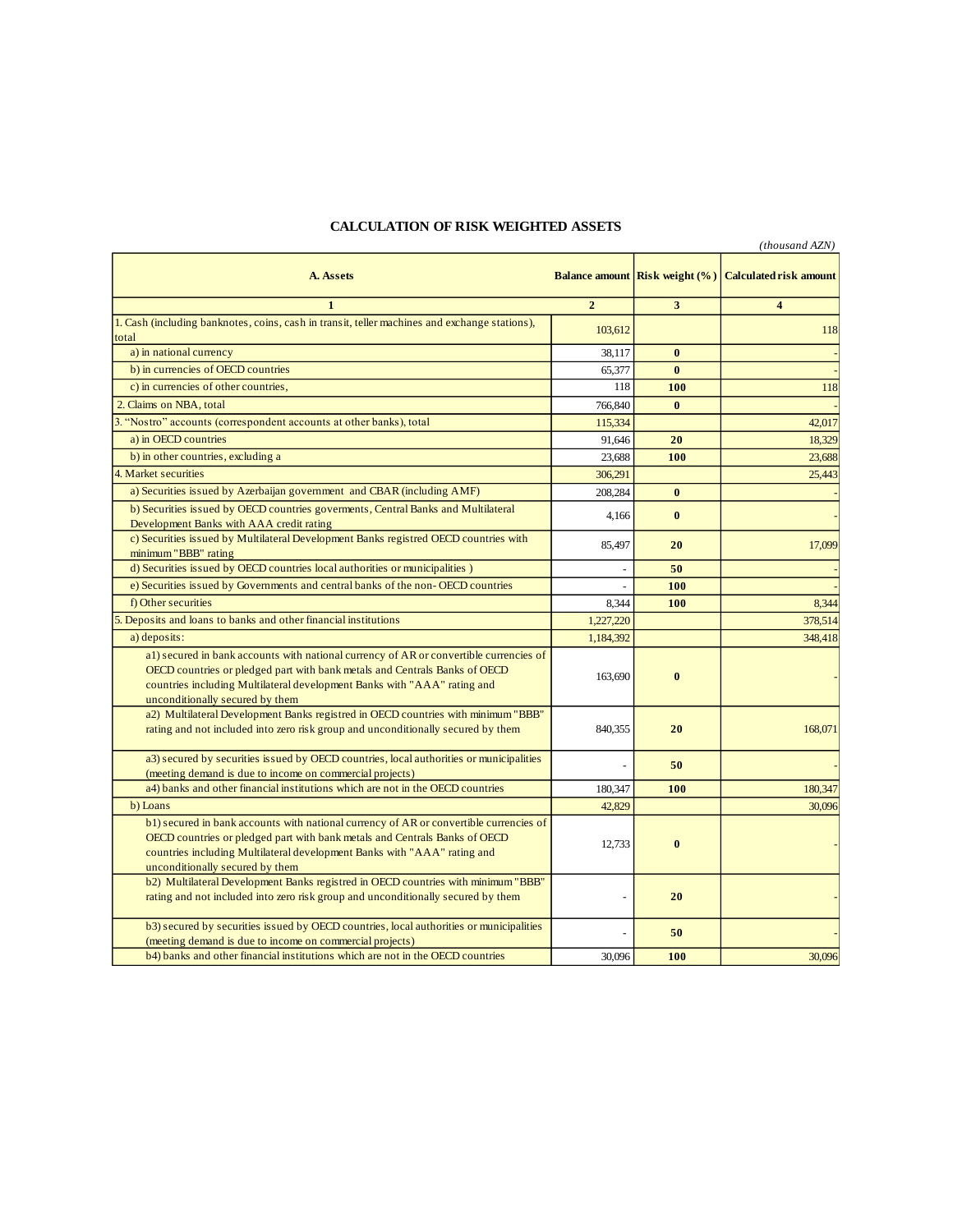# CALCULATION OF RISK WEIGHTED ASSETS

*(thousand AZN)*

| A. Assets | Balance amount | Risk weight (%) | Calculated risk amount |
|---|---|---|---|
| 1 | 2 | 3 | 4 |
| 1. Cash (including banknotes, coins, cash in transit, teller machines and exchange stations), total | 103,612 | | 118 |
| a) in national currency | 38,117 | **0** | - |
| b) in currencies of OECD countries | 65,377 | **0** | - |
| c) in currencies of other countries, | 118 | **100** | 118 |
| 2. Claims on NBA, total | 766,840 | **0** | - |
| 3. "Nostro" accounts (correspondent accounts at other banks), total | 115,334 | | 42,017 |
| a) in OECD countries | 91,646 | **20** | 18,329 |
| b) in other countries, excluding a | 23,688 | **100** | 23,688 |
| 4. Market securities | 306,291 | | 25,443 |
| a) Securities issued by Azerbaijan government and CBAR (including AMF) | 208,284 | **0** | - |
| b) Securities issued by OECD countries goverments, Central Banks and Multilateral Development Banks with AAA credit rating | 4,166 | **0** | - |
| c) Securities issued by Multilateral Development Banks registred OECD countries with minimum "BBB" rating | 85,497 | **20** | 17,099 |
| d) Securities issued by OECD countries local authorities or municipalities ) | - | **50** | - |
| e) Securities issued by Governments and central banks of the non- OECD countries | - | **100** | - |
| f) Other securities | 8,344 | **100** | 8,344 |
| 5. Deposits and loans to banks and other financial institutions | 1,227,220 | | 378,514 |
| a) deposits: | 1,184,392 | | 348,418 |
| a1) secured in bank accounts with national currency of AR or convertible currencies of OECD countries or pledged part with bank metals and Centrals Banks of OECD countries including Multilateral development Banks with "AAA" rating and unconditionally secured by them | 163,690 | **0** | - |
| a2) Multilateral Development Banks registred in OECD countries with minimum "BBB" rating and not included into zero risk group and unconditionally secured by them | 840,355 | **20** | 168,071 |
| a3) secured by securities issued by OECD countries, local authorities or municipalities (meeting demand is due to income on commercial projects) | - | **50** | - |
| a4) banks and other financial institutions which are not in the OECD countries | 180,347 | **100** | 180,347 |
| b) Loans | 42,829 | | 30,096 |
| b1) secured in bank accounts with national currency of AR or convertible currencies of OECD countries or pledged part with bank metals and Centrals Banks of OECD countries including Multilateral development Banks with "AAA" rating and unconditionally secured by them | 12,733 | **0** | - |
| b2) Multilateral Development Banks registred in OECD countries with minimum "BBB" rating and not included into zero risk group and unconditionally secured by them | - | **20** | - |
| b3) secured by securities issued by OECD countries, local authorities or municipalities (meeting demand is due to income on commercial projects) | - | **50** | - |
| b4) banks and other financial institutions which are not in the OECD countries | 30,096 | **100** | 30,096 |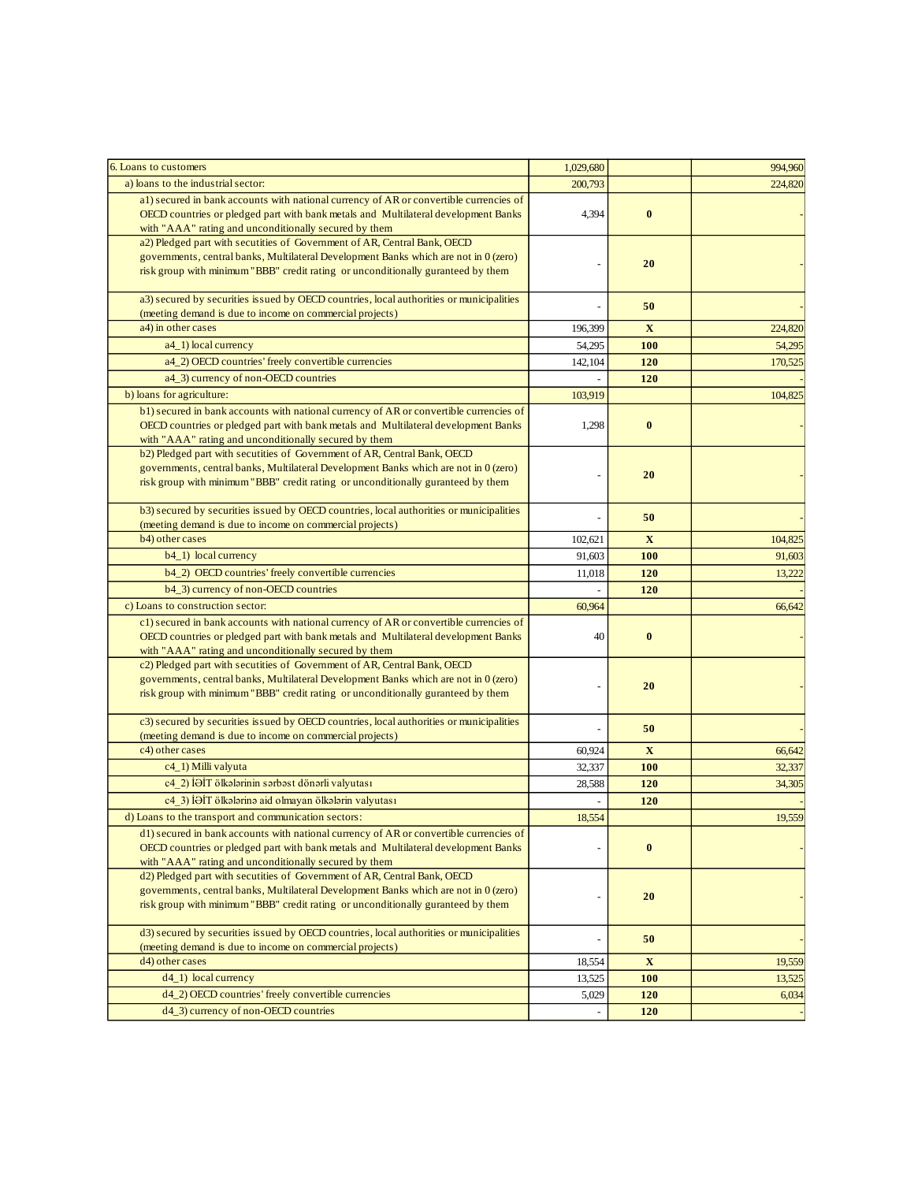| | | | |
|---|---|---|---|
| 6. Loans to customers | 1,029,680 | | 994,960 |
| a) loans to the industrial sector: | 200,793 | | 224,820 |
| a1) secured in bank accounts with national currency of AR or convertible currencies of OECD countries or pledged part with bank metals and Multilateral development Banks with "AAA" rating and unconditionally secured by them | 4,394 | **0** | - |
| a2) Pledged part with secutities of Government of AR, Central Bank, OECD governments, central banks, Multilateral Development Banks which are not in 0 (zero) risk group with minimum "BBB" credit rating or unconditionally guranteed by them | - | **20** | - |
| a3) secured by securities issued by OECD countries, local authorities or municipalities (meeting demand is due to income on commercial projects) | - | **50** | - |
| a4) in other cases | 196,399 | **X** | 224,820 |
| a4_1) local currency | 54,295 | **100** | 54,295 |
| a4_2) OECD countries' freely convertible currencies | 142,104 | **120** | 170,525 |
| a4_3) currency of non-OECD countries | - | **120** | - |
| b) loans for agriculture: | 103,919 | | 104,825 |
| b1) secured in bank accounts with national currency of AR or convertible currencies of OECD countries or pledged part with bank metals and Multilateral development Banks with "AAA" rating and unconditionally secured by them | 1,298 | **0** | - |
| b2) Pledged part with secutities of Government of AR, Central Bank, OECD governments, central banks, Multilateral Development Banks which are not in 0 (zero) risk group with minimum "BBB" credit rating or unconditionally guranteed by them | - | **20** | - |
| b3) secured by securities issued by OECD countries, local authorities or municipalities (meeting demand is due to income on commercial projects) | - | **50** | - |
| b4) other cases | 102,621 | **X** | 104,825 |
| b4_1) local currency | 91,603 | **100** | 91,603 |
| b4_2) OECD countries' freely convertible currencies | 11,018 | **120** | 13,222 |
| b4_3) currency of non-OECD countries | - | **120** | - |
| c) Loans to construction sector: | 60,964 | | 66,642 |
| c1) secured in bank accounts with national currency of AR or convertible currencies of OECD countries or pledged part with bank metals and Multilateral development Banks with "AAA" rating and unconditionally secured by them | 40 | **0** | - |
| c2) Pledged part with secutities of Government of AR, Central Bank, OECD governments, central banks, Multilateral Development Banks which are not in 0 (zero) risk group with minimum "BBB" credit rating or unconditionally guranteed by them | - | **20** | - |
| c3) secured by securities issued by OECD countries, local authorities or municipalities (meeting demand is due to income on commercial projects) | - | **50** | - |
| c4) other cases | 60,924 | **X** | 66,642 |
| c4_1) Milli valyuta | 32,337 | **100** | 32,337 |
| c4_2) İƏİT ölkələrinin sərbəst dönərli valyutası | 28,588 | **120** | 34,305 |
| c4_3) İƏİT ölkələrinə aid olmayan ölkələrin valyutası | - | **120** | - |
| d) Loans to the transport and communication sectors: | 18,554 | | 19,559 |
| d1) secured in bank accounts with national currency of AR or convertible currencies of OECD countries or pledged part with bank metals and Multilateral development Banks with "AAA" rating and unconditionally secured by them | - | **0** | - |
| d2) Pledged part with secutities of Government of AR, Central Bank, OECD governments, central banks, Multilateral Development Banks which are not in 0 (zero) risk group with minimum "BBB" credit rating or unconditionally guranteed by them | - | **20** | - |
| d3) secured by securities issued by OECD countries, local authorities or municipalities (meeting demand is due to income on commercial projects) | - | **50** | - |
| d4) other cases | 18,554 | **X** | 19,559 |
| d4_1) local currency | 13,525 | **100** | 13,525 |
| d4_2) OECD countries' freely convertible currencies | 5,029 | **120** | 6,034 |
| d4_3) currency of non-OECD countries | - | **120** | - |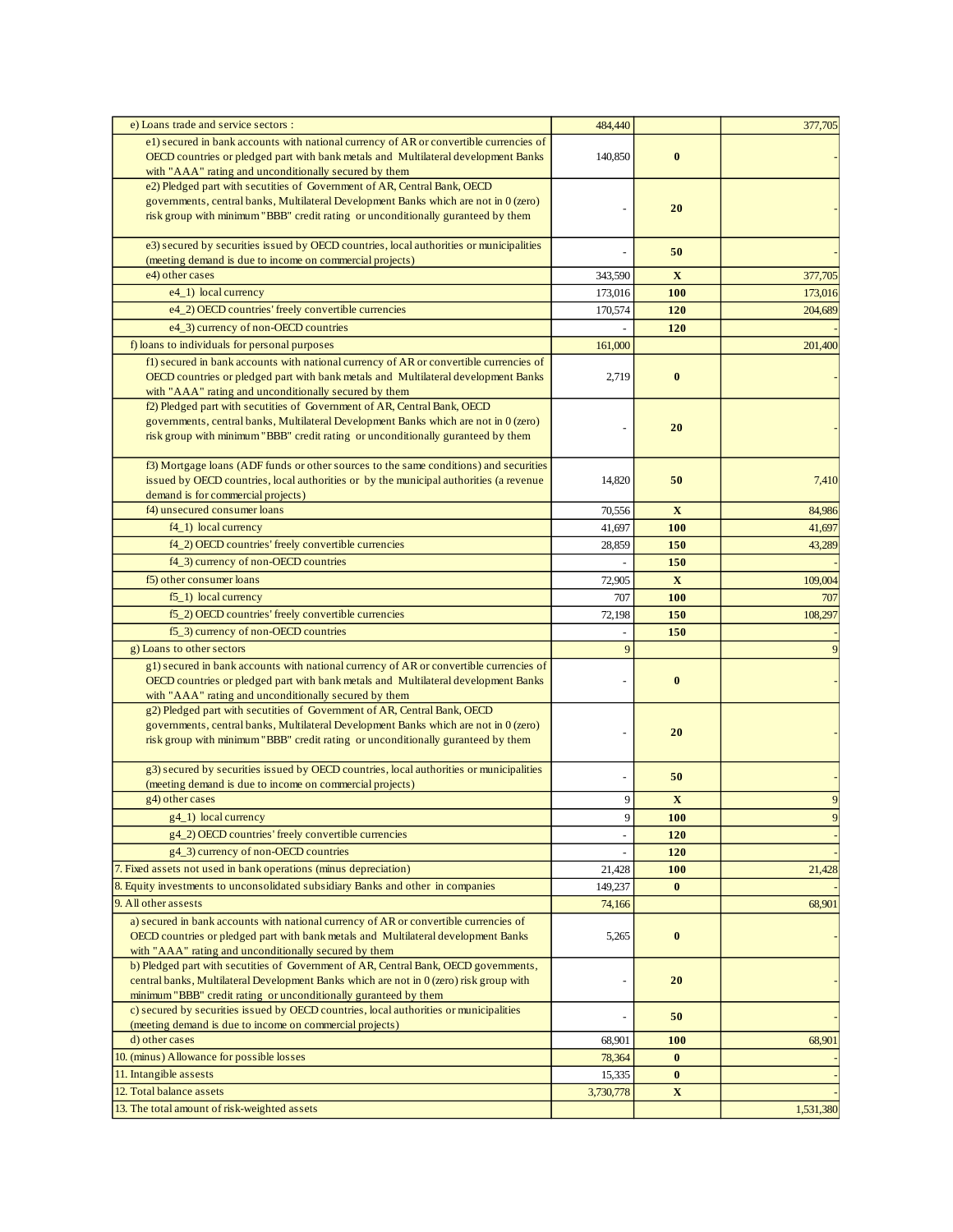| | | | |
|---|---|---|---|
| e) Loans trade and service sectors : | 484,440 | | 377,705 |
| e1) secured in bank accounts with national currency of AR or convertible currencies of OECD countries or pledged part with bank metals and Multilateral development Banks with "AAA" rating and unconditionally secured by them | 140,850 | **0** | - |
| e2) Pledged part with secutities of Government of AR, Central Bank, OECD governments, central banks, Multilateral Development Banks which are not in 0 (zero) risk group with minimum "BBB" credit rating or unconditionally guranteed by them | - | **20** | - |
| e3) secured by securities issued by OECD countries, local authorities or municipalities (meeting demand is due to income on commercial projects) | - | **50** | - |
| e4) other cases | 343,590 | **X** | 377,705 |
| e4_1) local currency | 173,016 | **100** | 173,016 |
| e4_2) OECD countries' freely convertible currencies | 170,574 | **120** | 204,689 |
| e4_3) currency of non-OECD countries | - | **120** | - |
| f) loans to individuals for personal purposes | 161,000 | | 201,400 |
| f1) secured in bank accounts with national currency of AR or convertible currencies of OECD countries or pledged part with bank metals and Multilateral development Banks with "AAA" rating and unconditionally secured by them | 2,719 | **0** | - |
| f2) Pledged part with secutities of Government of AR, Central Bank, OECD governments, central banks, Multilateral Development Banks which are not in 0 (zero) risk group with minimum "BBB" credit rating or unconditionally guranteed by them | - | **20** | - |
| f3) Mortgage loans (ADF funds or other sources to the same conditions) and securities issued by OECD countries, local authorities or by the municipal authorities (a revenue demand is for commercial projects) | 14,820 | **50** | 7,410 |
| f4) unsecured consumer loans | 70,556 | **X** | 84,986 |
| f4_1) local currency | 41,697 | **100** | 41,697 |
| f4_2) OECD countries' freely convertible currencies | 28,859 | **150** | 43,289 |
| f4_3) currency of non-OECD countries | - | **150** | - |
| f5) other consumer loans | 72,905 | **X** | 109,004 |
| f5_1) local currency | 707 | **100** | 707 |
| f5_2) OECD countries' freely convertible currencies | 72,198 | **150** | 108,297 |
| f5_3) currency of non-OECD countries | - | **150** | - |
| g) Loans to other sectors | 9 | | 9 |
| g1) secured in bank accounts with national currency of AR or convertible currencies of OECD countries or pledged part with bank metals and Multilateral development Banks with "AAA" rating and unconditionally secured by them | - | **0** | - |
| g2) Pledged part with secutities of Government of AR, Central Bank, OECD governments, central banks, Multilateral Development Banks which are not in 0 (zero) risk group with minimum "BBB" credit rating or unconditionally guranteed by them | - | **20** | - |
| g3) secured by securities issued by OECD countries, local authorities or municipalities (meeting demand is due to income on commercial projects) | - | **50** | - |
| g4) other cases | 9 | **X** | 9 |
| g4_1) local currency | 9 | **100** | 9 |
| g4_2) OECD countries' freely convertible currencies | - | **120** | - |
| g4_3) currency of non-OECD countries | - | **120** | - |
| 7. Fixed assets not used in bank operations (minus depreciation) | 21,428 | **100** | 21,428 |
| 8. Equity investments to unconsolidated subsidiary Banks and other in companies | 149,237 | **0** | - |
| 9. All other assests | 74,166 | | 68,901 |
| a) secured in bank accounts with national currency of AR or convertible currencies of OECD countries or pledged part with bank metals and Multilateral development Banks with "AAA" rating and unconditionally secured by them | 5,265 | **0** | - |
| b) Pledged part with secutities of Government of AR, Central Bank, OECD governments, central banks, Multilateral Development Banks which are not in 0 (zero) risk group with minimum "BBB" credit rating or unconditionally guranteed by them | - | **20** | - |
| c) secured by securities issued by OECD countries, local authorities or municipalities (meeting demand is due to income on commercial projects) | - | **50** | - |
| d) other cases | 68,901 | **100** | 68,901 |
| 10. (minus) Allowance for possible losses | 78,364 | **0** | - |
| 11. Intangible assests | 15,335 | **0** | - |
| 12. Total balance assets | 3,730,778 | **X** | - |
| 13. The total amount of risk-weighted assets | | | 1,531,380 |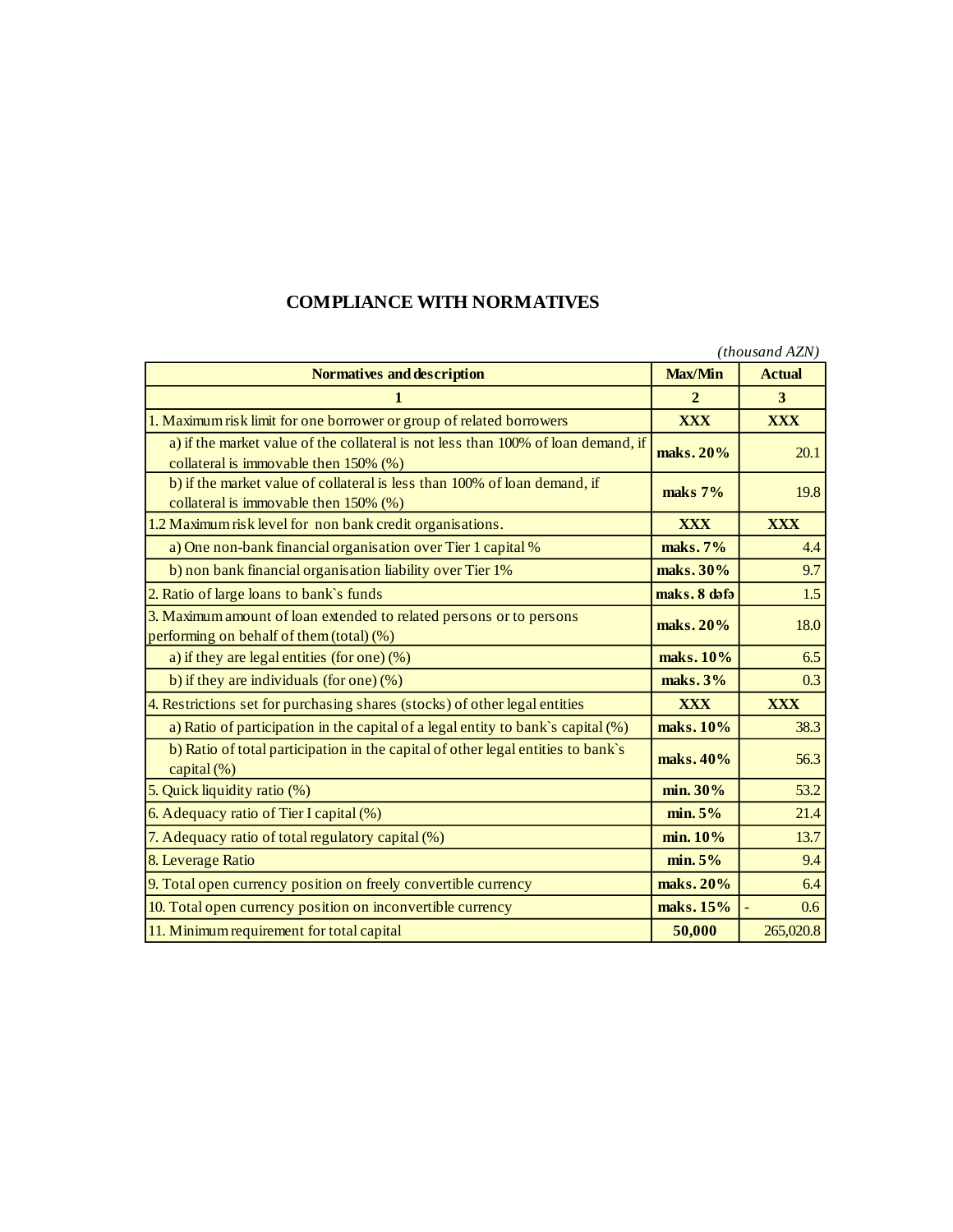## COMPLIANCE WITH NORMATIVES

*(thousand AZN)*

| Normatives and description | Max/Min | Actual |
|---|---|---|
| 1 | 2 | 3 |
| 1. Maximum risk limit for one borrower or group of related borrowers | XXX | XXX |
| a) if the market value of the collateral is not less than 100% of loan demand, if collateral is immovable then 150% (%) | maks. 20% | 20.1 |
| b) if the market value of collateral is less than 100% of loan demand, if collateral is immovable then 150% (%) | maks 7% | 19.8 |
| 1.2 Maximum risk level for non bank credit organisations. | XXX | XXX |
| a) One non-bank financial organisation over Tier 1 capital % | maks. 7% | 4.4 |
| b) non bank financial organisation liability over Tier 1% | maks. 30% | 9.7 |
| 2. Ratio of large loans to bank`s funds | maks. 8 dəfə | 1.5 |
| 3. Maximum amount of loan extended to related persons or to persons performing on behalf of them (total) (%) | maks. 20% | 18.0 |
| a) if they are legal entities (for one) (%) | maks. 10% | 6.5 |
| b) if they are individuals (for one) (%) | maks. 3% | 0.3 |
| 4. Restrictions set for purchasing shares (stocks) of other legal entities | XXX | XXX |
| a) Ratio of participation in the capital of a legal entity to bank`s capital (%) | maks. 10% | 38.3 |
| b) Ratio of total participation in the capital of other legal entities to bank`s capital (%) | maks. 40% | 56.3 |
| 5. Quick liquidity ratio (%) | min. 30% | 53.2 |
| 6. Adequacy ratio of Tier I capital (%) | min. 5% | 21.4 |
| 7. Adequacy ratio of total regulatory capital (%) | min. 10% | 13.7 |
| 8. Leverage Ratio | min. 5% | 9.4 |
| 9. Total open currency position on freely convertible currency | maks. 20% | 6.4 |
| 10. Total open currency position on inconvertible currency | maks. 15% | - 0.6 |
| 11. Minimum requirement for total capital | 50,000 | 265,020.8 |